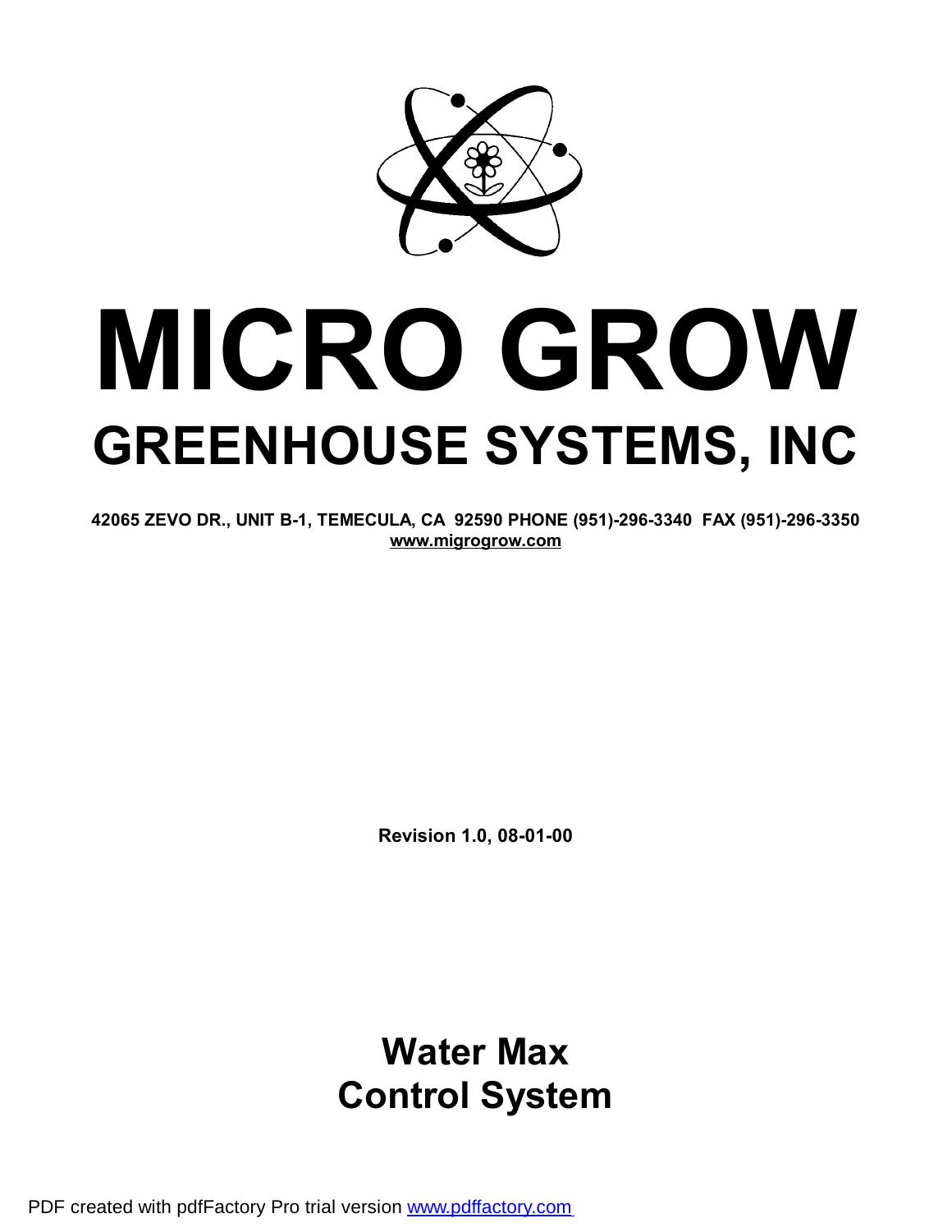# MICRO GROW

## GREENHOUSE SYSTEMS, INC

**42065 ZEVO DR., UNIT B-1, TEMECULA, CA 92590 PHONE (951)-296-3340 FAX (951)-296-3350**
**www.migrogrow.com**

**Revision 1.0, 08-01-00**

# Water Max
# Control System

PDF created with pdfFactory Pro trial version www.pdffactory.com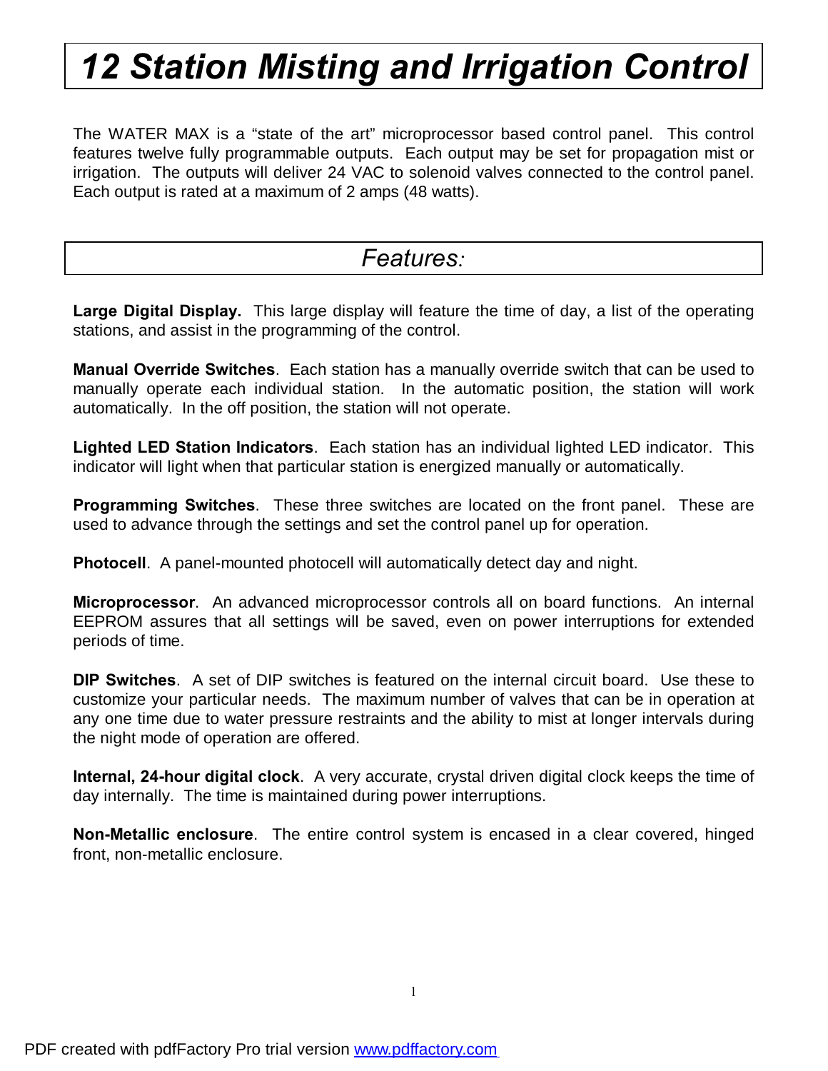# *12 Station Misting and Irrigation Control*

The WATER MAX is a “state of the art” microprocessor based control panel. This control features twelve fully programmable outputs. Each output may be set for propagation mist or irrigation. The outputs will deliver 24 VAC to solenoid valves connected to the control panel. Each output is rated at a maximum of 2 amps (48 watts).

## *Features:*

**Large Digital Display.** This large display will feature the time of day, a list of the operating stations, and assist in the programming of the control.

**Manual Override Switches**. Each station has a manually override switch that can be used to manually operate each individual station. In the automatic position, the station will work automatically. In the off position, the station will not operate.

**Lighted LED Station Indicators**. Each station has an individual lighted LED indicator. This indicator will light when that particular station is energized manually or automatically.

**Programming Switches**. These three switches are located on the front panel. These are used to advance through the settings and set the control panel up for operation.

**Photocell**. A panel-mounted photocell will automatically detect day and night.

**Microprocessor**. An advanced microprocessor controls all on board functions. An internal EEPROM assures that all settings will be saved, even on power interruptions for extended periods of time.

**DIP Switches**. A set of DIP switches is featured on the internal circuit board. Use these to customize your particular needs. The maximum number of valves that can be in operation at any one time due to water pressure restraints and the ability to mist at longer intervals during the night mode of operation are offered.

**Internal, 24-hour digital clock**. A very accurate, crystal driven digital clock keeps the time of day internally. The time is maintained during power interruptions.

**Non-Metallic enclosure**. The entire control system is encased in a clear covered, hinged front, non-metallic enclosure.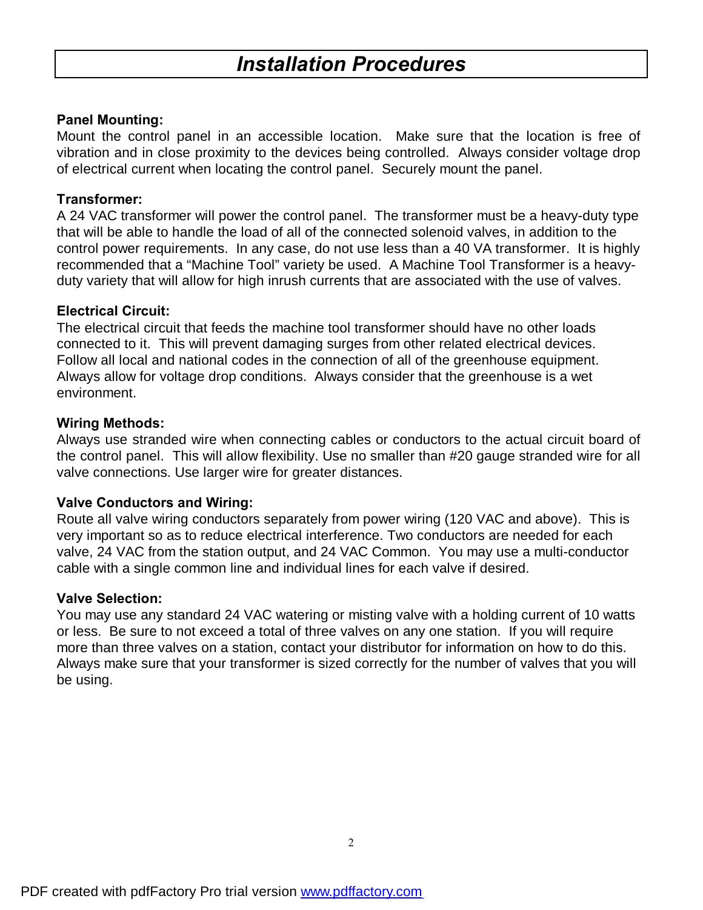# *Installation Procedures*

**Panel Mounting:**
Mount the control panel in an accessible location. Make sure that the location is free of vibration and in close proximity to the devices being controlled. Always consider voltage drop of electrical current when locating the control panel. Securely mount the panel.

**Transformer:**
A 24 VAC transformer will power the control panel. The transformer must be a heavy-duty type that will be able to handle the load of all of the connected solenoid valves, in addition to the control power requirements. In any case, do not use less than a 40 VA transformer. It is highly recommended that a "Machine Tool" variety be used. A Machine Tool Transformer is a heavy-duty variety that will allow for high inrush currents that are associated with the use of valves.

**Electrical Circuit:**
The electrical circuit that feeds the machine tool transformer should have no other loads connected to it. This will prevent damaging surges from other related electrical devices. Follow all local and national codes in the connection of all of the greenhouse equipment. Always allow for voltage drop conditions. Always consider that the greenhouse is a wet environment.

**Wiring Methods:**
Always use stranded wire when connecting cables or conductors to the actual circuit board of the control panel. This will allow flexibility. Use no smaller than #20 gauge stranded wire for all valve connections. Use larger wire for greater distances.

**Valve Conductors and Wiring:**
Route all valve wiring conductors separately from power wiring (120 VAC and above). This is very important so as to reduce electrical interference. Two conductors are needed for each valve, 24 VAC from the station output, and 24 VAC Common. You may use a multi-conductor cable with a single common line and individual lines for each valve if desired.

**Valve Selection:**
You may use any standard 24 VAC watering or misting valve with a holding current of 10 watts or less. Be sure to not exceed a total of three valves on any one station. If you will require more than three valves on a station, contact your distributor for information on how to do this. Always make sure that your transformer is sized correctly for the number of valves that you will be using.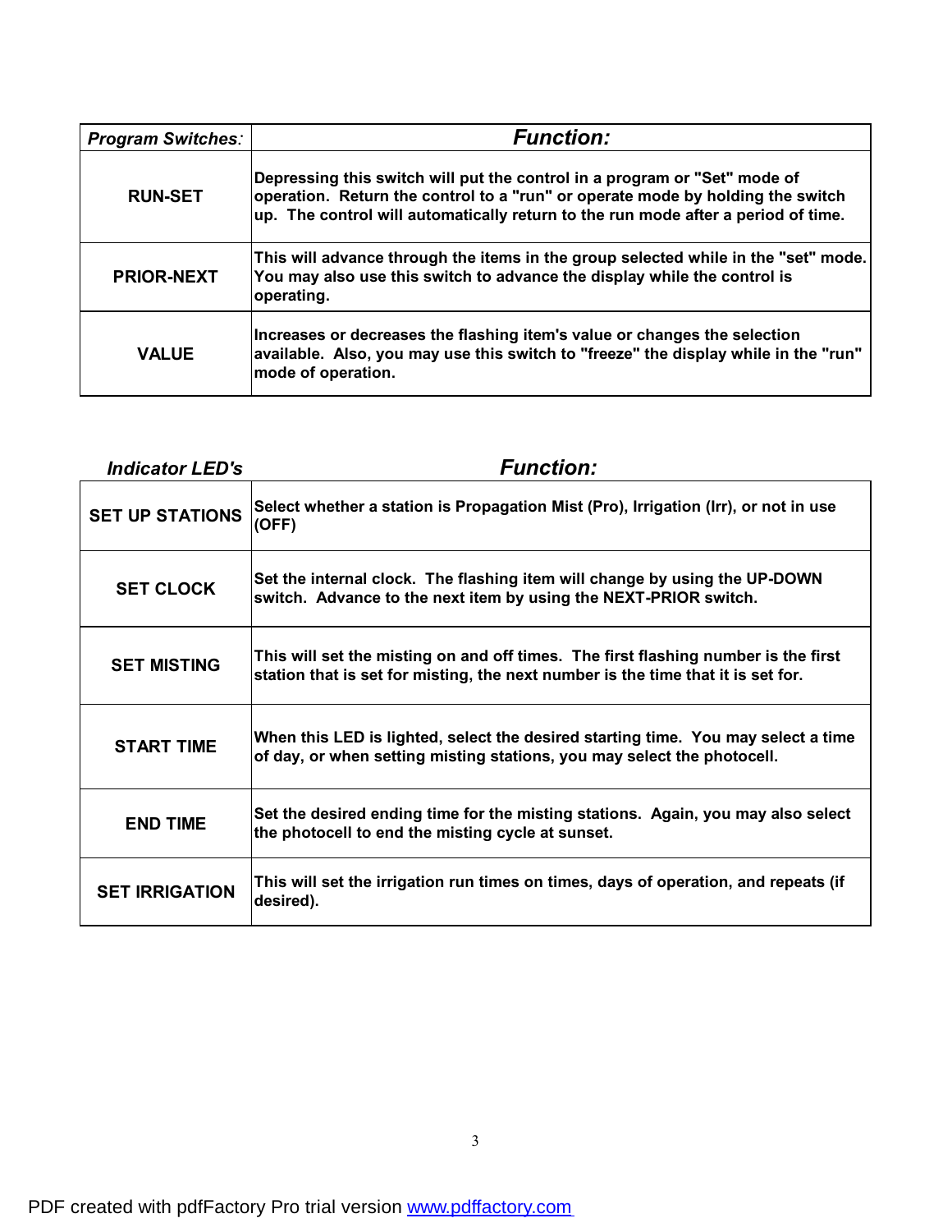| *Program Switches:* | *Function:* |
|---|---|
| **RUN-SET** | **Depressing this switch will put the control in a program or "Set" mode of operation. Return the control to a "run" or operate mode by holding the switch up. The control will automatically return to the run mode after a period of time.** |
| **PRIOR-NEXT** | **This will advance through the items in the group selected while in the "set" mode. You may also use this switch to advance the display while the control is operating.** |
| **VALUE** | **Increases or decreases the flashing item's value or changes the selection available. Also, you may use this switch to "freeze" the display while in the "run" mode of operation.** |

| *Indicator LED's* | *Function:* |
|---|---|
| **SET UP STATIONS** | **Select whether a station is Propagation Mist (Pro), Irrigation (Irr), or not in use (OFF)** |
| **SET CLOCK** | **Set the internal clock. The flashing item will change by using the UP-DOWN switch. Advance to the next item by using the NEXT-PRIOR switch.** |
| **SET MISTING** | **This will set the misting on and off times. The first flashing number is the first station that is set for misting, the next number is the time that it is set for.** |
| **START TIME** | **When this LED is lighted, select the desired starting time. You may select a time of day, or when setting misting stations, you may select the photocell.** |
| **END TIME** | **Set the desired ending time for the misting stations. Again, you may also select the photocell to end the misting cycle at sunset.** |
| **SET IRRIGATION** | **This will set the irrigation run times on times, days of operation, and repeats (if desired).** |

PDF created with pdfFactory Pro trial version www.pdffactory.com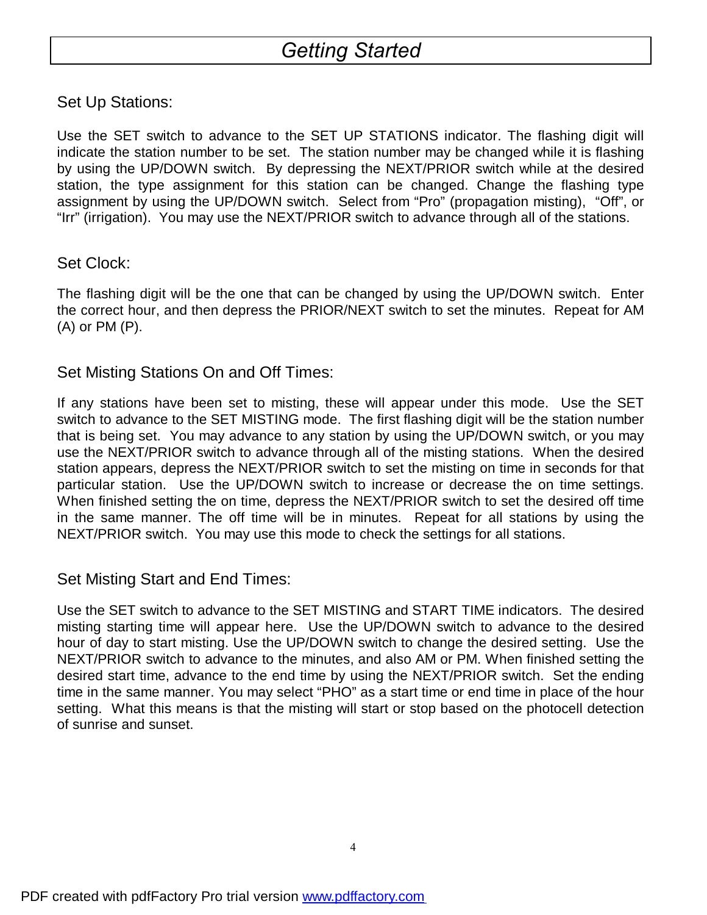# *Getting Started*

## Set Up Stations:

Use the SET switch to advance to the SET UP STATIONS indicator. The flashing digit will indicate the station number to be set. The station number may be changed while it is flashing by using the UP/DOWN switch. By depressing the NEXT/PRIOR switch while at the desired station, the type assignment for this station can be changed. Change the flashing type assignment by using the UP/DOWN switch. Select from "Pro" (propagation misting), "Off", or "Irr" (irrigation). You may use the NEXT/PRIOR switch to advance through all of the stations.

## Set Clock:

The flashing digit will be the one that can be changed by using the UP/DOWN switch. Enter the correct hour, and then depress the PRIOR/NEXT switch to set the minutes. Repeat for AM (A) or PM (P).

## Set Misting Stations On and Off Times:

If any stations have been set to misting, these will appear under this mode. Use the SET switch to advance to the SET MISTING mode. The first flashing digit will be the station number that is being set. You may advance to any station by using the UP/DOWN switch, or you may use the NEXT/PRIOR switch to advance through all of the misting stations. When the desired station appears, depress the NEXT/PRIOR switch to set the misting on time in seconds for that particular station. Use the UP/DOWN switch to increase or decrease the on time settings. When finished setting the on time, depress the NEXT/PRIOR switch to set the desired off time in the same manner. The off time will be in minutes. Repeat for all stations by using the NEXT/PRIOR switch. You may use this mode to check the settings for all stations.

## Set Misting Start and End Times:

Use the SET switch to advance to the SET MISTING and START TIME indicators. The desired misting starting time will appear here. Use the UP/DOWN switch to advance to the desired hour of day to start misting. Use the UP/DOWN switch to change the desired setting. Use the NEXT/PRIOR switch to advance to the minutes, and also AM or PM. When finished setting the desired start time, advance to the end time by using the NEXT/PRIOR switch. Set the ending time in the same manner. You may select "PHO" as a start time or end time in place of the hour setting. What this means is that the misting will start or stop based on the photocell detection of sunrise and sunset.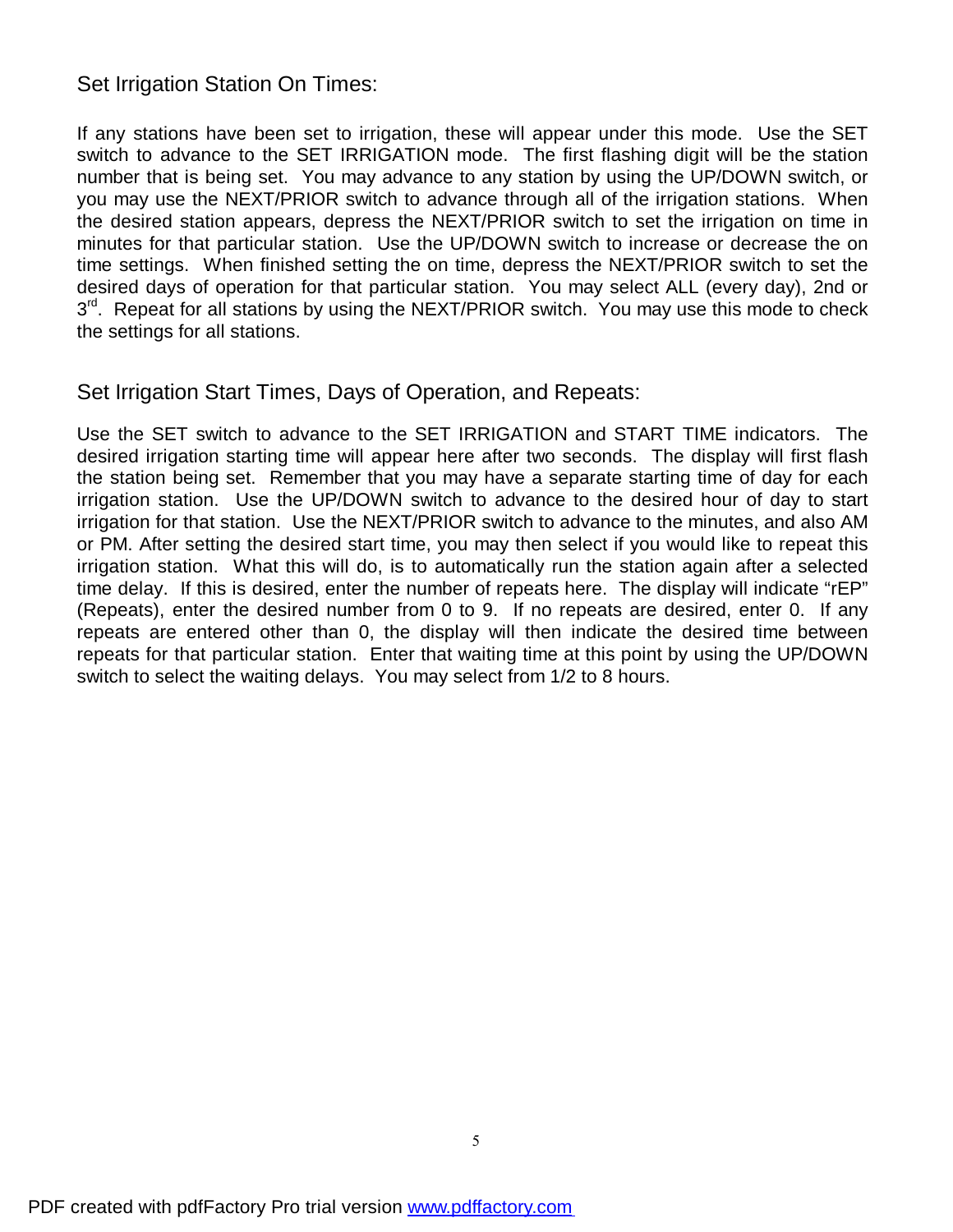## Set Irrigation Station On Times:

If any stations have been set to irrigation, these will appear under this mode. Use the SET switch to advance to the SET IRRIGATION mode. The first flashing digit will be the station number that is being set. You may advance to any station by using the UP/DOWN switch, or you may use the NEXT/PRIOR switch to advance through all of the irrigation stations. When the desired station appears, depress the NEXT/PRIOR switch to set the irrigation on time in minutes for that particular station. Use the UP/DOWN switch to increase or decrease the on time settings. When finished setting the on time, depress the NEXT/PRIOR switch to set the desired days of operation for that particular station. You may select ALL (every day), 2nd or 3rd. Repeat for all stations by using the NEXT/PRIOR switch. You may use this mode to check the settings for all stations.

## Set Irrigation Start Times, Days of Operation, and Repeats:

Use the SET switch to advance to the SET IRRIGATION and START TIME indicators. The desired irrigation starting time will appear here after two seconds. The display will first flash the station being set. Remember that you may have a separate starting time of day for each irrigation station. Use the UP/DOWN switch to advance to the desired hour of day to start irrigation for that station. Use the NEXT/PRIOR switch to advance to the minutes, and also AM or PM. After setting the desired start time, you may then select if you would like to repeat this irrigation station. What this will do, is to automatically run the station again after a selected time delay. If this is desired, enter the number of repeats here. The display will indicate "rEP" (Repeats), enter the desired number from 0 to 9. If no repeats are desired, enter 0. If any repeats are entered other than 0, the display will then indicate the desired time between repeats for that particular station. Enter that waiting time at this point by using the UP/DOWN switch to select the waiting delays. You may select from 1/2 to 8 hours.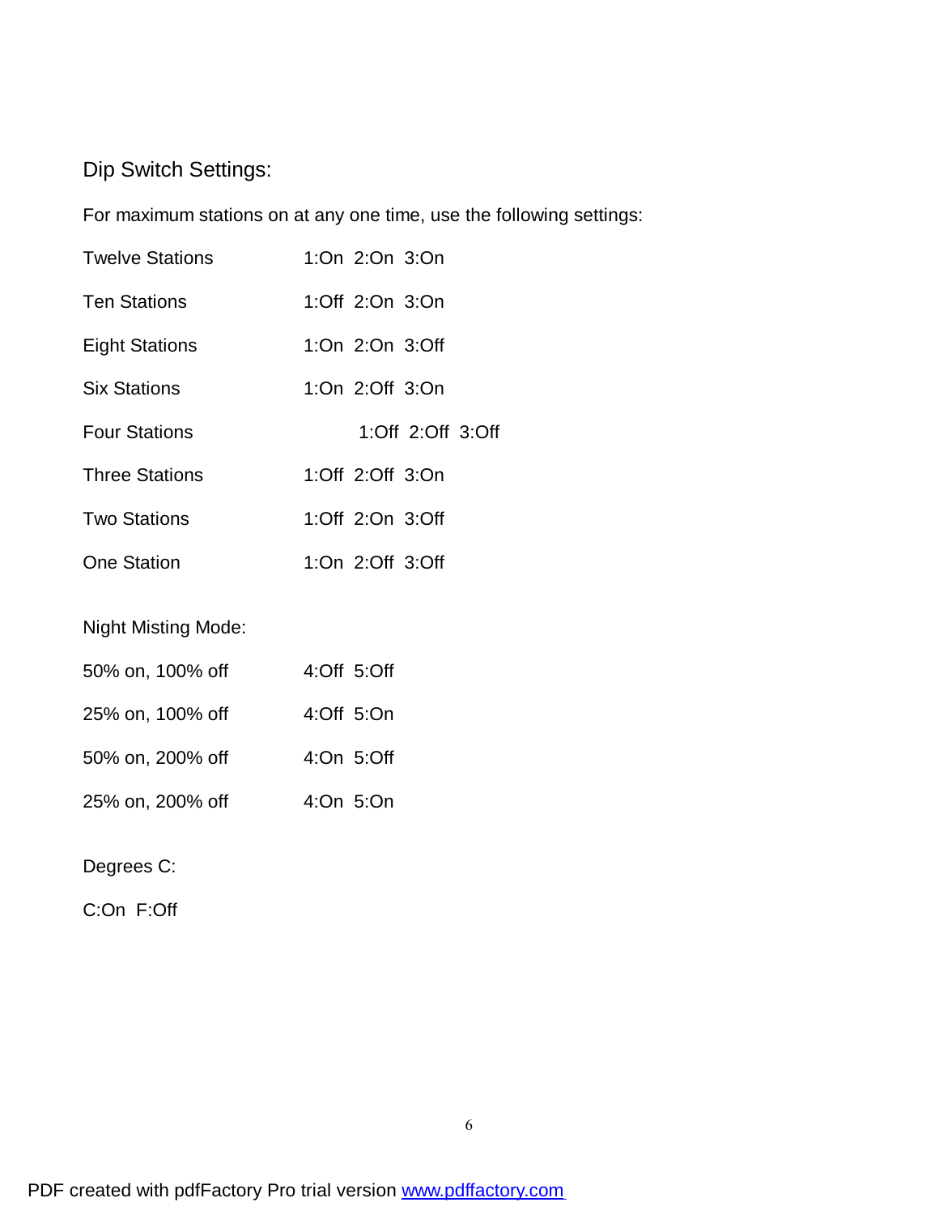## Dip Switch Settings:

For maximum stations on at any one time, use the following settings:

| | |
|---|---|
| Twelve Stations | 1:On 2:On 3:On |
| Ten Stations | 1:Off 2:On 3:On |
| Eight Stations | 1:On 2:On 3:Off |
| Six Stations | 1:On 2:Off 3:On |
| Four Stations | 1:Off 2:Off 3:Off |
| Three Stations | 1:Off 2:Off 3:On |
| Two Stations | 1:Off 2:On 3:Off |
| One Station | 1:On 2:Off 3:Off |

Night Misting Mode:

| | |
|---|---|
| 50% on, 100% off | 4:Off 5:Off |
| 25% on, 100% off | 4:Off 5:On |
| 50% on, 200% off | 4:On 5:Off |
| 25% on, 200% off | 4:On 5:On |

Degrees C:

C:On F:Off

PDF created with pdfFactory Pro trial version www.pdffactory.com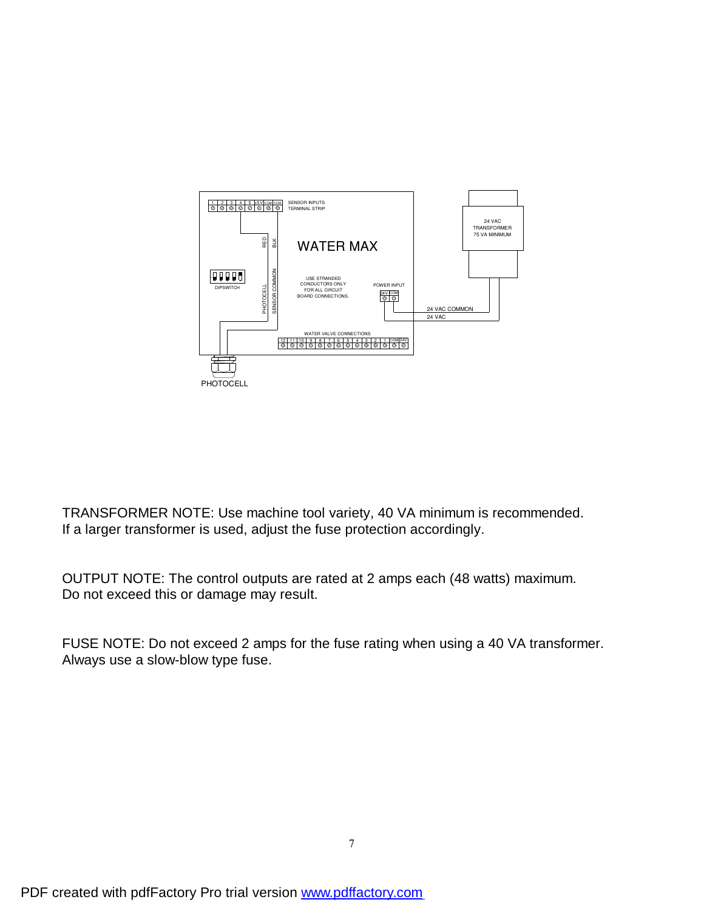TRANSFORMER NOTE: Use machine tool variety, 40 VA minimum is recommended. If a larger transformer is used, adjust the fuse protection accordingly.

OUTPUT NOTE: The control outputs are rated at 2 amps each (48 watts) maximum. Do not exceed this or damage may result.

FUSE NOTE: Do not exceed 2 amps for the fuse rating when using a 40 VA transformer. Always use a slow-blow type fuse.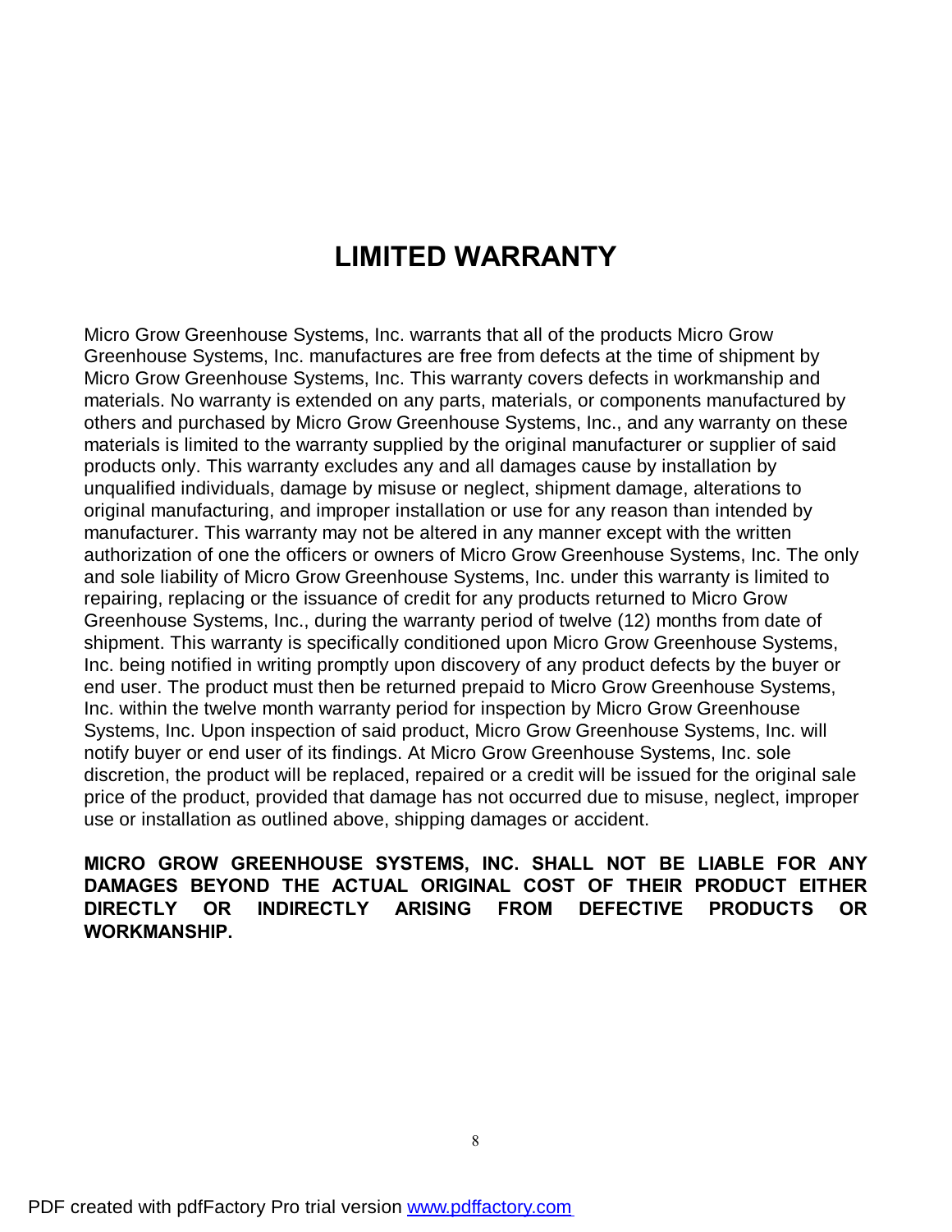# LIMITED WARRANTY

Micro Grow Greenhouse Systems, Inc. warrants that all of the products Micro Grow Greenhouse Systems, Inc. manufactures are free from defects at the time of shipment by Micro Grow Greenhouse Systems, Inc. This warranty covers defects in workmanship and materials. No warranty is extended on any parts, materials, or components manufactured by others and purchased by Micro Grow Greenhouse Systems, Inc., and any warranty on these materials is limited to the warranty supplied by the original manufacturer or supplier of said products only. This warranty excludes any and all damages cause by installation by unqualified individuals, damage by misuse or neglect, shipment damage, alterations to original manufacturing, and improper installation or use for any reason than intended by manufacturer. This warranty may not be altered in any manner except with the written authorization of one the officers or owners of Micro Grow Greenhouse Systems, Inc. The only and sole liability of Micro Grow Greenhouse Systems, Inc. under this warranty is limited to repairing, replacing or the issuance of credit for any products returned to Micro Grow Greenhouse Systems, Inc., during the warranty period of twelve (12) months from date of shipment. This warranty is specifically conditioned upon Micro Grow Greenhouse Systems, Inc. being notified in writing promptly upon discovery of any product defects by the buyer or end user. The product must then be returned prepaid to Micro Grow Greenhouse Systems, Inc. within the twelve month warranty period for inspection by Micro Grow Greenhouse Systems, Inc. Upon inspection of said product, Micro Grow Greenhouse Systems, Inc. will notify buyer or end user of its findings. At Micro Grow Greenhouse Systems, Inc. sole discretion, the product will be replaced, repaired or a credit will be issued for the original sale price of the product, provided that damage has not occurred due to misuse, neglect, improper use or installation as outlined above, shipping damages or accident.

**MICRO GROW GREENHOUSE SYSTEMS, INC. SHALL NOT BE LIABLE FOR ANY DAMAGES BEYOND THE ACTUAL ORIGINAL COST OF THEIR PRODUCT EITHER DIRECTLY OR INDIRECTLY ARISING FROM DEFECTIVE PRODUCTS OR WORKMANSHIP.**

PDF created with pdfFactory Pro trial version www.pdffactory.com